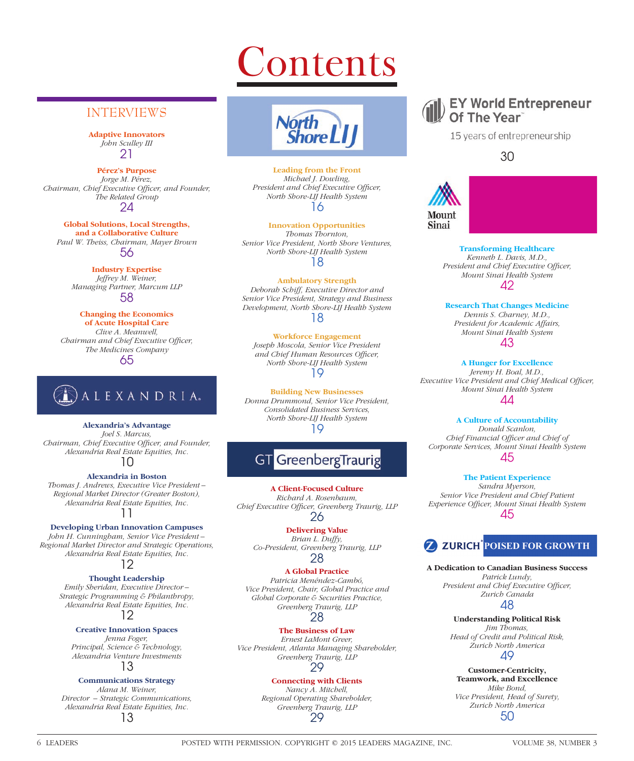# Contents

## INTERVIEWS

**Adaptive Innovators**
*John Sculley III*
21

**Pérez's Purpose**
*Jorge M. Pérez,*
*Chairman, Chief Executive Officer, and Founder,*
*The Related Group*
24

**Global Solutions, Local Strengths, and a Collaborative Culture**
*Paul W. Theiss, Chairman, Mayer Brown*
56

**Industry Expertise**
*Jeffrey M. Weiner,*
*Managing Partner, Marcum LLP*
58

**Changing the Economics of Acute Hospital Care**
*Clive A. Meanwell,*
*Chairman and Chief Executive Officer,*
*The Medicines Company*
65

### ALEXANDRIA

**Alexandria's Advantage**
*Joel S. Marcus,*
*Chairman, Chief Executive Officer, and Founder,*
*Alexandria Real Estate Equities, Inc.*
10

**Alexandria in Boston**
*Thomas J. Andrews, Executive Vice President – Regional Market Director (Greater Boston),*
*Alexandria Real Estate Equities, Inc.*
11

**Developing Urban Innovation Campuses**
*John H. Cunningham, Senior Vice President – Regional Market Director and Strategic Operations,*
*Alexandria Real Estate Equities, Inc.*
12

**Thought Leadership**
*Emily Sheridan, Executive Director – Strategic Programming & Philanthropy,*
*Alexandria Real Estate Equities, Inc.*
12

**Creative Innovation Spaces**
*Jenna Foger,*
*Principal, Science & Technology,*
*Alexandria Venture Investments*
13

**Communications Strategy**
*Alana M. Weiner,*
*Director – Strategic Communications,*
*Alexandria Real Estate Equities, Inc.*
13

### North Shore LIJ

**Leading from the Front**
*Michael J. Dowling,*
*President and Chief Executive Officer,*
*North Shore-LIJ Health System*
16

**Innovation Opportunities**
*Thomas Thornton,*
*Senior Vice President, North Shore Ventures,*
*North Shore-LIJ Health System*
18

**Ambulatory Strength**
*Deborah Schiff, Executive Director and Senior Vice President, Strategy and Business Development, North Shore-LIJ Health System*
18

**Workforce Engagement**
*Joseph Moscola, Senior Vice President and Chief Human Resources Officer,*
*North Shore-LIJ Health System*
19

**Building New Businesses**
*Donna Drummond, Senior Vice President,*
*Consolidated Business Services,*
*North Shore-LIJ Health System*
19

### GT GreenbergTraurig

**A Client-Focused Culture**
*Richard A. Rosenbaum,*
*Chief Executive Officer, Greenberg Traurig, LLP*
26

**Delivering Value**
*Brian L. Duffy,*
*Co-President, Greenberg Traurig, LLP*
28

**A Global Practice**
*Patricia Menéndez-Cambó,*
*Vice President, Chair, Global Practice and Global Corporate & Securities Practice,*
*Greenberg Traurig, LLP*
28

**The Business of Law**
*Ernest LaMont Greer,*
*Vice President, Atlanta Managing Shareholder,*
*Greenberg Traurig, LLP*
29

**Connecting with Clients**
*Nancy A. Mitchell,*
*Regional Operating Shareholder,*
*Greenberg Traurig, LLP*
29

### EY World Entrepreneur Of The Year™

15 years of entrepreneurship

30

### Mount Sinai

**Transforming Healthcare**
*Kenneth L. Davis, M.D.,*
*President and Chief Executive Officer,*
*Mount Sinai Health System*
42

**Research That Changes Medicine**
*Dennis S. Charney, M.D.,*
*President for Academic Affairs,*
*Mount Sinai Health System*
43

**A Hunger for Excellence**
*Jeremy H. Boal, M.D.,*
*Executive Vice President and Chief Medical Officer,*
*Mount Sinai Health System*
44

**A Culture of Accountability**
*Donald Scanlon,*
*Chief Financial Officer and Chief of Corporate Services, Mount Sinai Health System*
45

**The Patient Experience**
*Sandra Myerson,*
*Senior Vice President and Chief Patient Experience Officer, Mount Sinai Health System*
45

### ZURICH® POISED FOR GROWTH

**A Dedication to Canadian Business Success**
*Patrick Lundy,*
*President and Chief Executive Officer,*
*Zurich Canada*
48

**Understanding Political Risk**
*Jim Thomas,*
*Head of Credit and Political Risk,*
*Zurich North America*
49

**Customer-Centricity, Teamwork, and Excellence**
*Mike Bond,*
*Vice President, Head of Surety,*
*Zurich North America*
50

POSTED WITH PERMISSION. COPYRIGHT © 2015 LEADERS MAGAZINE, INC.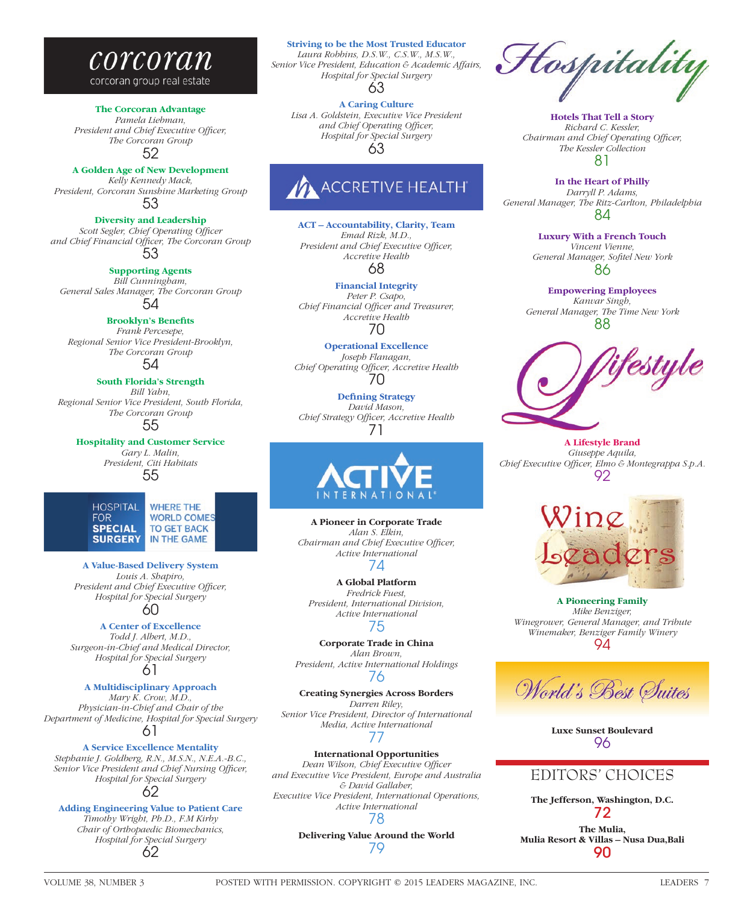## corcoran

corcoran group real estate

**The Corcoran Advantage**
*Pamela Liebman,*
*President and Chief Executive Officer,*
*The Corcoran Group*
52

**A Golden Age of New Development**
*Kelly Kennedy Mack,*
*President, Corcoran Sunshine Marketing Group*
53

**Diversity and Leadership**
*Scott Segler, Chief Operating Officer*
*and Chief Financial Officer, The Corcoran Group*
53

**Supporting Agents**
*Bill Cunningham,*
*General Sales Manager, The Corcoran Group*
54

**Brooklyn's Benefits**
*Frank Percesepe,*
*Regional Senior Vice President-Brooklyn,*
*The Corcoran Group*
54

**South Florida's Strength**
*Bill Yahn,*
*Regional Senior Vice President, South Florida,*
*The Corcoran Group*
55

**Hospitality and Customer Service**
*Gary L. Malin,*
*President, Citi Habitats*
55

## HOSPITAL FOR SPECIAL SURGERY — WHERE THE WORLD COMES TO GET BACK IN THE GAME

**A Value-Based Delivery System**
*Louis A. Shapiro,*
*President and Chief Executive Officer,*
*Hospital for Special Surgery*
60

**A Center of Excellence**
*Todd J. Albert, M.D.,*
*Surgeon-in-Chief and Medical Director,*
*Hospital for Special Surgery*
61

**A Multidisciplinary Approach**
*Mary K. Crow, M.D.,*
*Physician-in-Chief and Chair of the*
*Department of Medicine, Hospital for Special Surgery*
61

**A Service Excellence Mentality**
*Stephanie J. Goldberg, R.N., M.S.N., N.E.A.-B.C.,*
*Senior Vice President and Chief Nursing Officer,*
*Hospital for Special Surgery*
62

**Adding Engineering Value to Patient Care**
*Timothy Wright, Ph.D., F.M Kirby*
*Chair of Orthopaedic Biomechanics,*
*Hospital for Special Surgery*
62

**Striving to be the Most Trusted Educator**
*Laura Robbins, D.S.W., C.S.W., M.S.W.,*
*Senior Vice President, Education & Academic Affairs,*
*Hospital for Special Surgery*
63

**A Caring Culture**
*Lisa A. Goldstein, Executive Vice President*
*and Chief Operating Officer,*
*Hospital for Special Surgery*
63

## ACCRETIVE HEALTH

**ACT – Accountability, Clarity, Team**
*Emad Rizk, M.D.,*
*President and Chief Executive Officer,*
*Accretive Health*
68

**Financial Integrity**
*Peter P. Csapo,*
*Chief Financial Officer and Treasurer,*
*Accretive Health*
70

**Operational Excellence**
*Joseph Flanagan,*
*Chief Operating Officer, Accretive Health*
70

**Defining Strategy**
*David Mason,*
*Chief Strategy Officer, Accretive Health*
71

## ACTIVE INTERNATIONAL

**A Pioneer in Corporate Trade**
*Alan S. Elkin,*
*Chairman and Chief Executive Officer,*
*Active International*
74

**A Global Platform**
*Fredrick Fuest,*
*President, International Division,*
*Active International*
75

**Corporate Trade in China**
*Alan Brown,*
*President, Active International Holdings*
76

**Creating Synergies Across Borders**
*Darren Riley,*
*Senior Vice President, Director of International*
*Media, Active International*
77

**International Opportunities**
*Dean Wilson, Chief Executive Officer*
*and Executive Vice President, Europe and Australia*
*& David Gallaher,*
*Executive Vice President, International Operations,*
*Active International*
78

**Delivering Value Around the World**
79

## Hospitality

**Hotels That Tell a Story**
*Richard C. Kessler,*
*Chairman and Chief Operating Officer,*
*The Kessler Collection*
81

**In the Heart of Philly**
*Darryll P. Adams,*
*General Manager, The Ritz-Carlton, Philadelphia*
84

**Luxury With a French Touch**
*Vincent Vienne,*
*General Manager, Sofitel New York*
86

**Empowering Employees**
*Kanwar Singh,*
*General Manager, The Time New York*
88

## Lifestyle

**A Lifestyle Brand**
*Giuseppe Aquila,*
*Chief Executive Officer, Elmo & Montegrappa S.p.A.*
92

## Wine Leaders

**A Pioneering Family**
*Mike Benziger,*
*Winegrower, General Manager, and Tribute*
*Winemaker, Benziger Family Winery*
94

## World's Best Suites

**Luxe Sunset Boulevard**
96

## EDITORS' CHOICES

**The Jefferson, Washington, D.C.**
72

**The Mulia,**
**Mulia Resort & Villas – Nusa Dua,Bali**
90

POSTED WITH PERMISSION. COPYRIGHT © 2015 LEADERS MAGAZINE, INC.